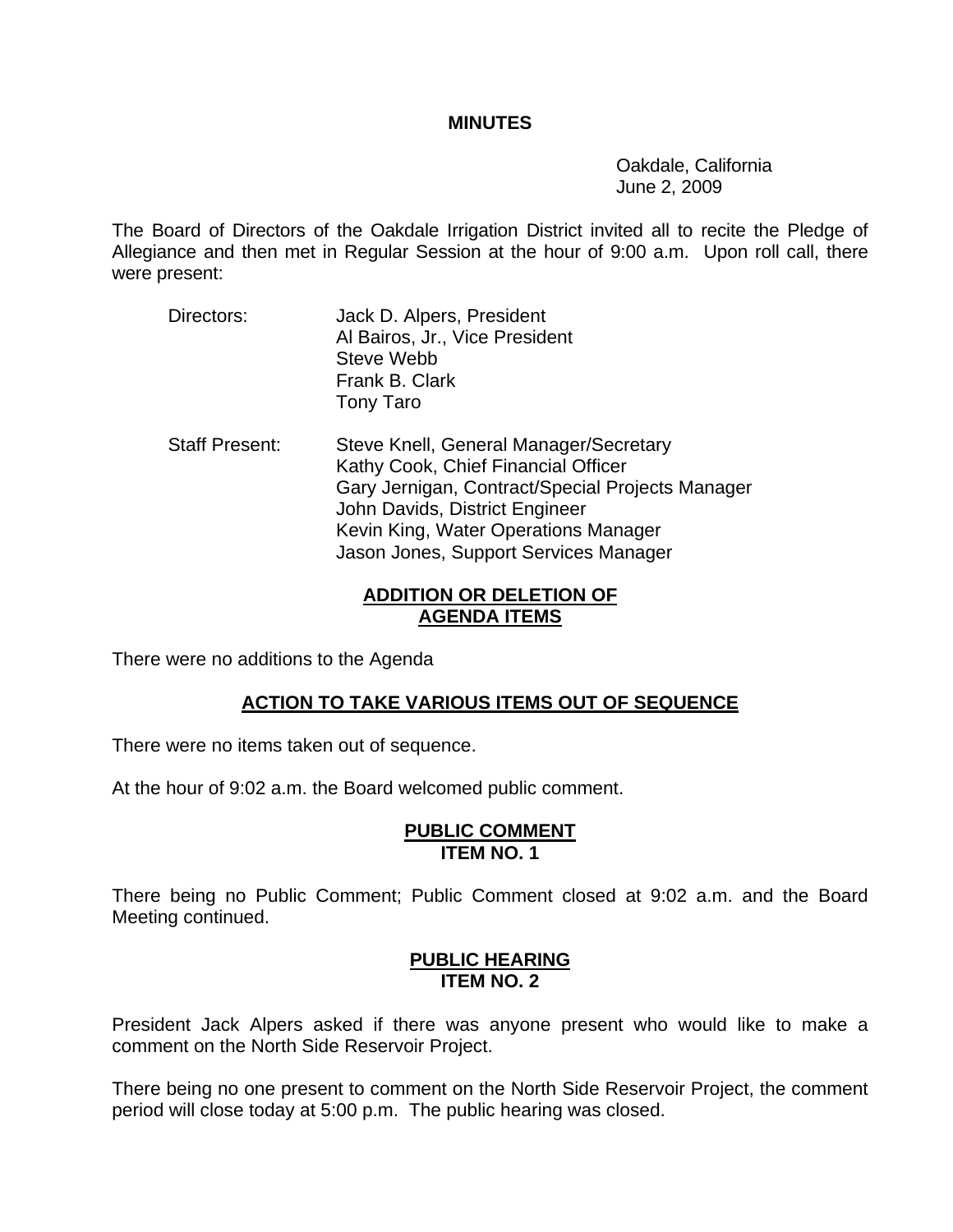**MINUTES**

Oakdale, California
June 2, 2009

The Board of Directors of the Oakdale Irrigation District invited all to recite the Pledge of Allegiance and then met in Regular Session at the hour of 9:00 a.m. Upon roll call, there were present:

Directors:
Jack D. Alpers, President
Al Bairos, Jr., Vice President
Steve Webb
Frank B. Clark
Tony Taro

Staff Present:
Steve Knell, General Manager/Secretary
Kathy Cook, Chief Financial Officer
Gary Jernigan, Contract/Special Projects Manager
John Davids, District Engineer
Kevin King, Water Operations Manager
Jason Jones, Support Services Manager

## ADDITION OR DELETION OF AGENDA ITEMS

There were no additions to the Agenda

## ACTION TO TAKE VARIOUS ITEMS OUT OF SEQUENCE

There were no items taken out of sequence.

At the hour of 9:02 a.m. the Board welcomed public comment.

## PUBLIC COMMENT ITEM NO. 1

There being no Public Comment; Public Comment closed at 9:02 a.m. and the Board Meeting continued.

## PUBLIC HEARING ITEM NO. 2

President Jack Alpers asked if there was anyone present who would like to make a comment on the North Side Reservoir Project.

There being no one present to comment on the North Side Reservoir Project, the comment period will close today at 5:00 p.m. The public hearing was closed.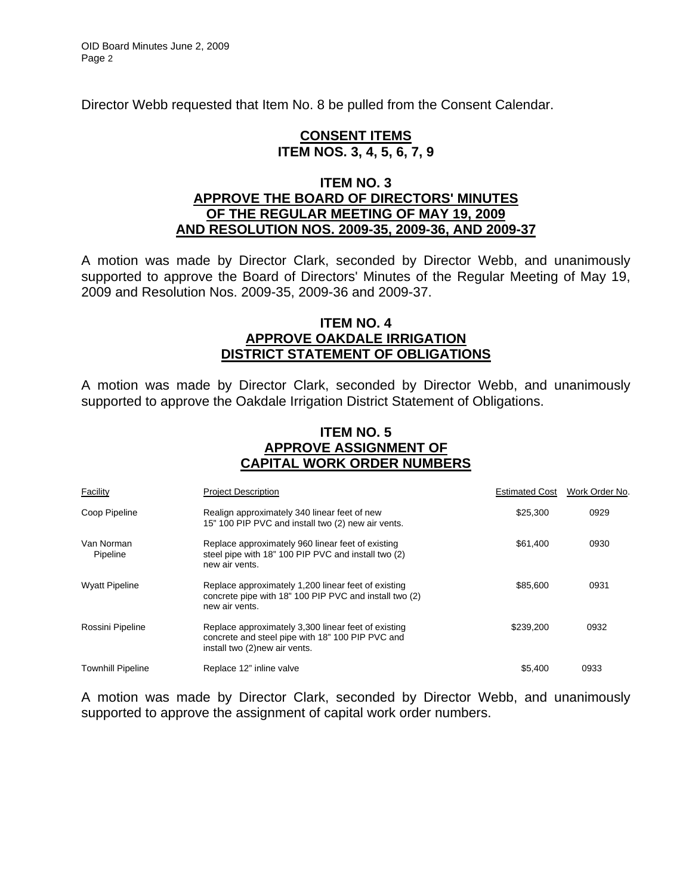Director Webb requested that Item No. 8 be pulled from the Consent Calendar.

## CONSENT ITEMS
## ITEM NOS. 3, 4, 5, 6, 7, 9

## ITEM NO. 3
## APPROVE THE BOARD OF DIRECTORS' MINUTES OF THE REGULAR MEETING OF MAY 19, 2009 AND RESOLUTION NOS. 2009-35, 2009-36, AND 2009-37

A motion was made by Director Clark, seconded by Director Webb, and unanimously supported to approve the Board of Directors' Minutes of the Regular Meeting of May 19, 2009 and Resolution Nos. 2009-35, 2009-36 and 2009-37.

## ITEM NO. 4
## APPROVE OAKDALE IRRIGATION DISTRICT STATEMENT OF OBLIGATIONS

A motion was made by Director Clark, seconded by Director Webb, and unanimously supported to approve the Oakdale Irrigation District Statement of Obligations.

## ITEM NO. 5
## APPROVE ASSIGNMENT OF CAPITAL WORK ORDER NUMBERS

| Facility | Project Description | Estimated Cost | Work Order No. |
|---|---|---|---|
| Coop Pipeline | Realign approximately 340 linear feet of new 15" 100 PIP PVC and install two (2) new air vents. | $25,300 | 0929 |
| Van Norman Pipeline | Replace approximately 960 linear feet of existing steel pipe with 18" 100 PIP PVC and install two (2) new air vents. | $61,400 | 0930 |
| Wyatt Pipeline | Replace approximately 1,200 linear feet of existing concrete pipe with 18" 100 PIP PVC and install two (2) new air vents. | $85,600 | 0931 |
| Rossini Pipeline | Replace approximately 3,300 linear feet of existing concrete and steel pipe with 18" 100 PIP PVC and install two (2)new air vents. | $239,200 | 0932 |
| Townhill Pipeline | Replace 12" inline valve | $5,400 | 0933 |

A motion was made by Director Clark, seconded by Director Webb, and unanimously supported to approve the assignment of capital work order numbers.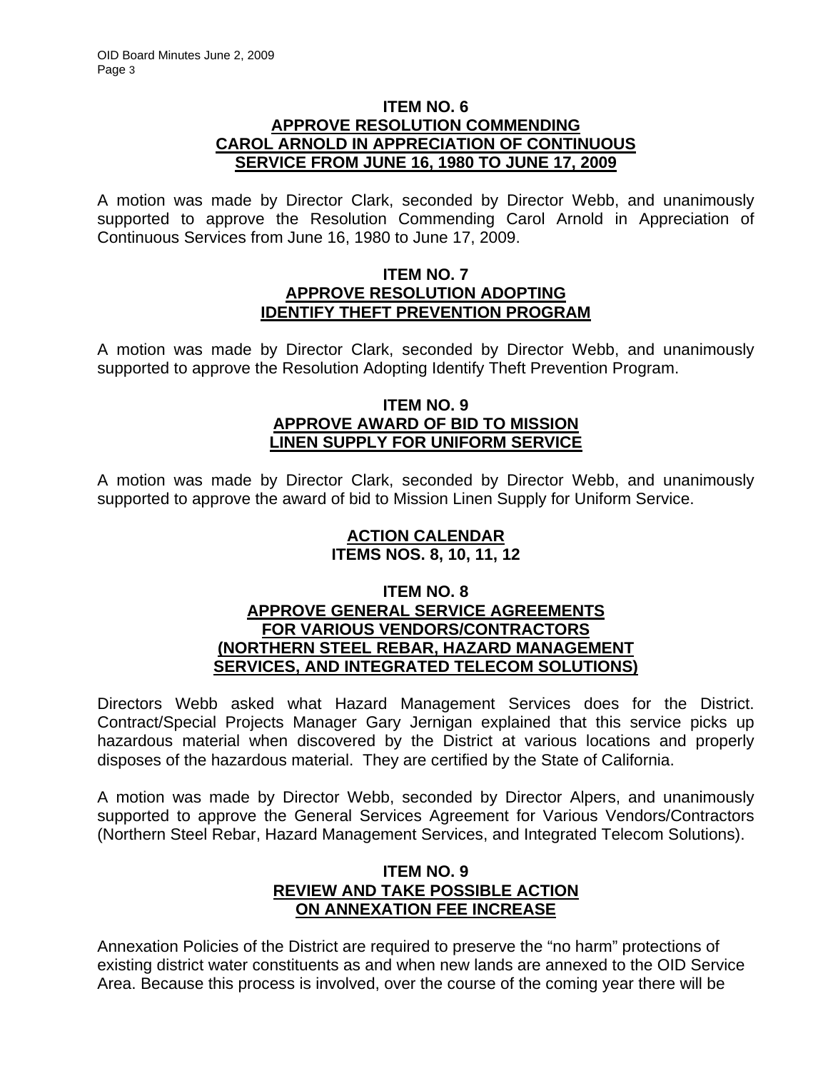**ITEM NO. 6**
**APPROVE RESOLUTION COMMENDING CAROL ARNOLD IN APPRECIATION OF CONTINUOUS SERVICE FROM JUNE 16, 1980 TO JUNE 17, 2009**

A motion was made by Director Clark, seconded by Director Webb, and unanimously supported to approve the Resolution Commending Carol Arnold in Appreciation of Continuous Services from June 16, 1980 to June 17, 2009.

**ITEM NO. 7**
**APPROVE RESOLUTION ADOPTING IDENTIFY THEFT PREVENTION PROGRAM**

A motion was made by Director Clark, seconded by Director Webb, and unanimously supported to approve the Resolution Adopting Identify Theft Prevention Program.

**ITEM NO. 9**
**APPROVE AWARD OF BID TO MISSION LINEN SUPPLY FOR UNIFORM SERVICE**

A motion was made by Director Clark, seconded by Director Webb, and unanimously supported to approve the award of bid to Mission Linen Supply for Uniform Service.

**ACTION CALENDAR**
**ITEMS NOS. 8, 10, 11, 12**

**ITEM NO. 8**
**APPROVE GENERAL SERVICE AGREEMENTS FOR VARIOUS VENDORS/CONTRACTORS (NORTHERN STEEL REBAR, HAZARD MANAGEMENT SERVICES, AND INTEGRATED TELECOM SOLUTIONS)**

Directors Webb asked what Hazard Management Services does for the District. Contract/Special Projects Manager Gary Jernigan explained that this service picks up hazardous material when discovered by the District at various locations and properly disposes of the hazardous material. They are certified by the State of California.

A motion was made by Director Webb, seconded by Director Alpers, and unanimously supported to approve the General Services Agreement for Various Vendors/Contractors (Northern Steel Rebar, Hazard Management Services, and Integrated Telecom Solutions).

**ITEM NO. 9**
**REVIEW AND TAKE POSSIBLE ACTION ON ANNEXATION FEE INCREASE**

Annexation Policies of the District are required to preserve the "no harm" protections of existing district water constituents as and when new lands are annexed to the OID Service Area. Because this process is involved, over the course of the coming year there will be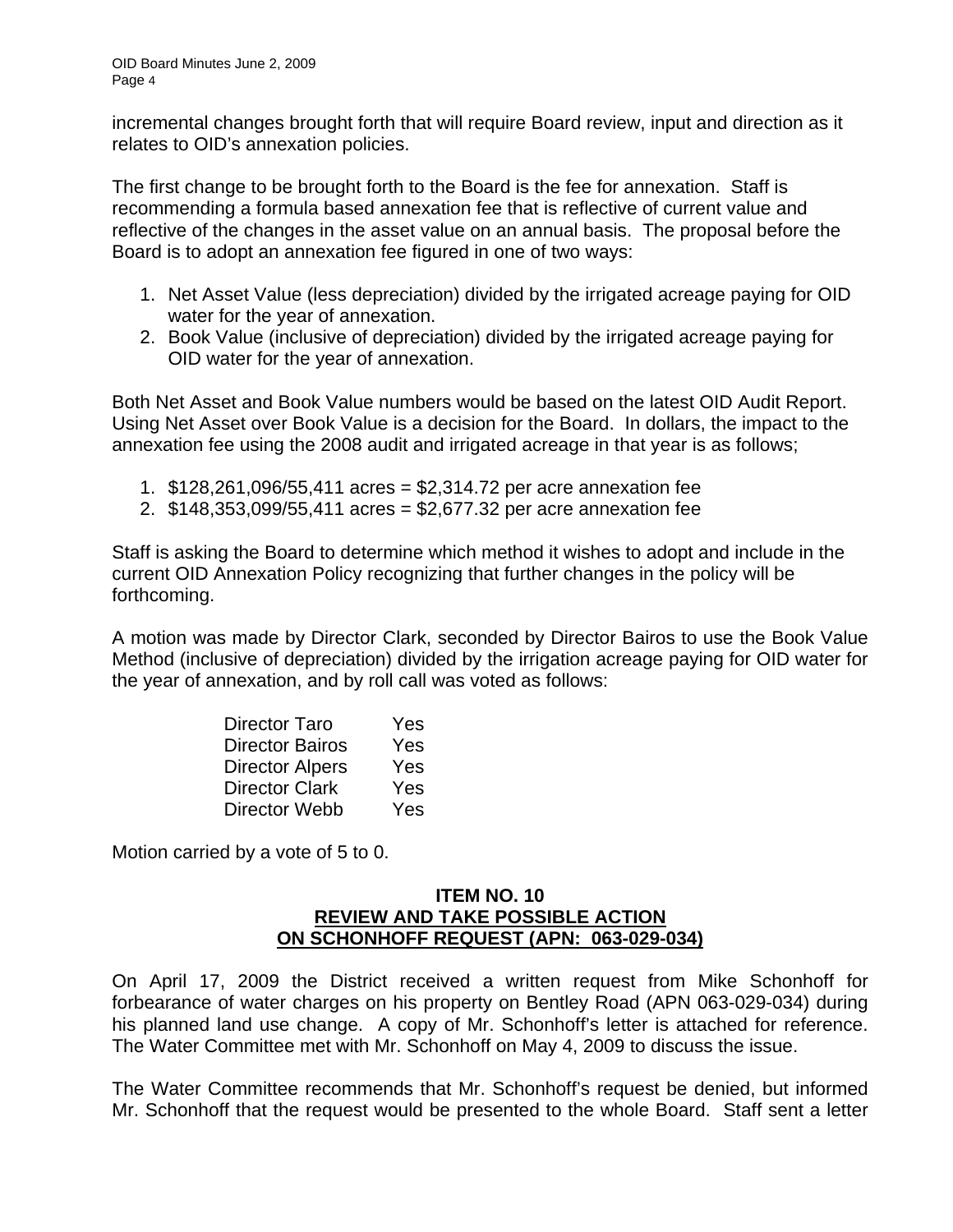incremental changes brought forth that will require Board review, input and direction as it relates to OID's annexation policies.

The first change to be brought forth to the Board is the fee for annexation. Staff is recommending a formula based annexation fee that is reflective of current value and reflective of the changes in the asset value on an annual basis. The proposal before the Board is to adopt an annexation fee figured in one of two ways:

1. Net Asset Value (less depreciation) divided by the irrigated acreage paying for OID water for the year of annexation.
2. Book Value (inclusive of depreciation) divided by the irrigated acreage paying for OID water for the year of annexation.

Both Net Asset and Book Value numbers would be based on the latest OID Audit Report. Using Net Asset over Book Value is a decision for the Board. In dollars, the impact to the annexation fee using the 2008 audit and irrigated acreage in that year is as follows;

1. $128,261,096/55,411 acres = $2,314.72 per acre annexation fee
2. $148,353,099/55,411 acres = $2,677.32 per acre annexation fee

Staff is asking the Board to determine which method it wishes to adopt and include in the current OID Annexation Policy recognizing that further changes in the policy will be forthcoming.

A motion was made by Director Clark, seconded by Director Bairos to use the Book Value Method (inclusive of depreciation) divided by the irrigation acreage paying for OID water for the year of annexation, and by roll call was voted as follows:

| | |
|---|---|
| Director Taro | Yes |
| Director Bairos | Yes |
| Director Alpers | Yes |
| Director Clark | Yes |
| Director Webb | Yes |

Motion carried by a vote of 5 to 0.

**ITEM NO. 10**
**REVIEW AND TAKE POSSIBLE ACTION**
**ON SCHONHOFF REQUEST (APN: 063-029-034)**

On April 17, 2009 the District received a written request from Mike Schonhoff for forbearance of water charges on his property on Bentley Road (APN 063-029-034) during his planned land use change. A copy of Mr. Schonhoff's letter is attached for reference. The Water Committee met with Mr. Schonhoff on May 4, 2009 to discuss the issue.

The Water Committee recommends that Mr. Schonhoff's request be denied, but informed Mr. Schonhoff that the request would be presented to the whole Board. Staff sent a letter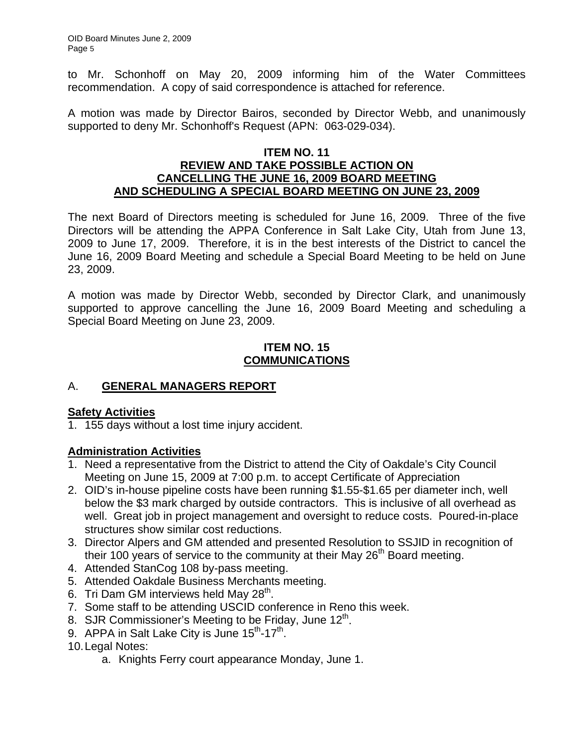to Mr. Schonhoff on May 20, 2009 informing him of the Water Committees recommendation. A copy of said correspondence is attached for reference.

A motion was made by Director Bairos, seconded by Director Webb, and unanimously supported to deny Mr. Schonhoff's Request (APN: 063-029-034).

### ITEM NO. 11
### REVIEW AND TAKE POSSIBLE ACTION ON CANCELLING THE JUNE 16, 2009 BOARD MEETING AND SCHEDULING A SPECIAL BOARD MEETING ON JUNE 23, 2009

The next Board of Directors meeting is scheduled for June 16, 2009. Three of the five Directors will be attending the APPA Conference in Salt Lake City, Utah from June 13, 2009 to June 17, 2009. Therefore, it is in the best interests of the District to cancel the June 16, 2009 Board Meeting and schedule a Special Board Meeting to be held on June 23, 2009.

A motion was made by Director Webb, seconded by Director Clark, and unanimously supported to approve cancelling the June 16, 2009 Board Meeting and scheduling a Special Board Meeting on June 23, 2009.

### ITEM NO. 15
### COMMUNICATIONS

## A. GENERAL MANAGERS REPORT

**Safety Activities**

1. 155 days without a lost time injury accident.

**Administration Activities**

1. Need a representative from the District to attend the City of Oakdale's City Council Meeting on June 15, 2009 at 7:00 p.m. to accept Certificate of Appreciation
2. OID's in-house pipeline costs have been running $1.55-$1.65 per diameter inch, well below the $3 mark charged by outside contractors. This is inclusive of all overhead as well. Great job in project management and oversight to reduce costs. Poured-in-place structures show similar cost reductions.
3. Director Alpers and GM attended and presented Resolution to SSJID in recognition of their 100 years of service to the community at their May 26th Board meeting.
4. Attended StanCog 108 by-pass meeting.
5. Attended Oakdale Business Merchants meeting.
6. Tri Dam GM interviews held May 28th.
7. Some staff to be attending USCID conference in Reno this week.
8. SJR Commissioner's Meeting to be Friday, June 12th.
9. APPA in Salt Lake City is June 15th-17th.
10. Legal Notes:
    a. Knights Ferry court appearance Monday, June 1.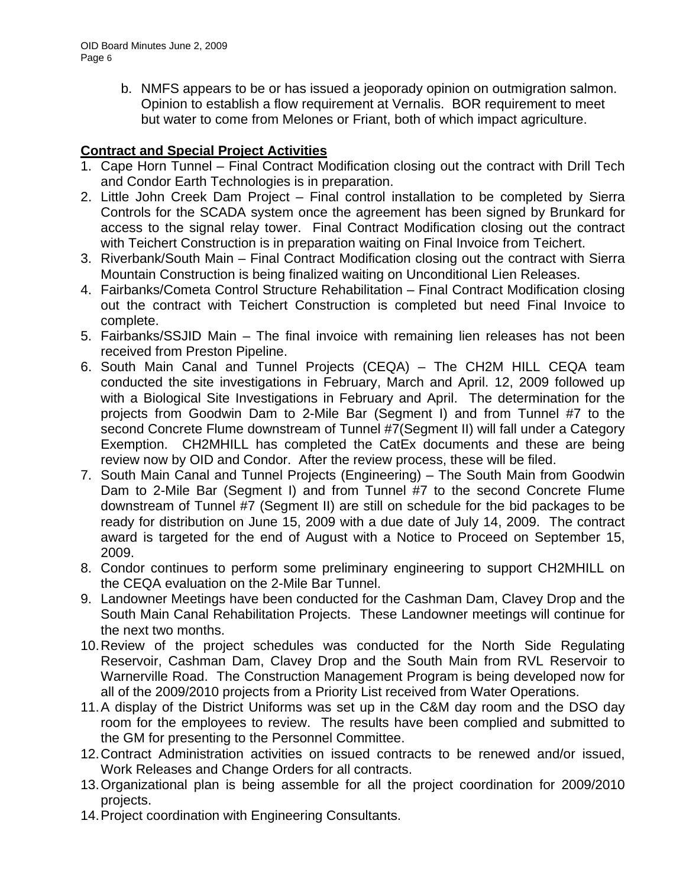b. NMFS appears to be or has issued a jeoporady opinion on outmigration salmon. Opinion to establish a flow requirement at Vernalis. BOR requirement to meet but water to come from Melones or Friant, both of which impact agriculture.

**Contract and Special Project Activities**

1. Cape Horn Tunnel – Final Contract Modification closing out the contract with Drill Tech and Condor Earth Technologies is in preparation.
2. Little John Creek Dam Project – Final control installation to be completed by Sierra Controls for the SCADA system once the agreement has been signed by Brunkard for access to the signal relay tower. Final Contract Modification closing out the contract with Teichert Construction is in preparation waiting on Final Invoice from Teichert.
3. Riverbank/South Main – Final Contract Modification closing out the contract with Sierra Mountain Construction is being finalized waiting on Unconditional Lien Releases.
4. Fairbanks/Cometa Control Structure Rehabilitation – Final Contract Modification closing out the contract with Teichert Construction is completed but need Final Invoice to complete.
5. Fairbanks/SSJID Main – The final invoice with remaining lien releases has not been received from Preston Pipeline.
6. South Main Canal and Tunnel Projects (CEQA) – The CH2M HILL CEQA team conducted the site investigations in February, March and April. 12, 2009 followed up with a Biological Site Investigations in February and April. The determination for the projects from Goodwin Dam to 2-Mile Bar (Segment I) and from Tunnel #7 to the second Concrete Flume downstream of Tunnel #7(Segment II) will fall under a Category Exemption. CH2MHILL has completed the CatEx documents and these are being review now by OID and Condor. After the review process, these will be filed.
7. South Main Canal and Tunnel Projects (Engineering) – The South Main from Goodwin Dam to 2-Mile Bar (Segment I) and from Tunnel #7 to the second Concrete Flume downstream of Tunnel #7 (Segment II) are still on schedule for the bid packages to be ready for distribution on June 15, 2009 with a due date of July 14, 2009. The contract award is targeted for the end of August with a Notice to Proceed on September 15, 2009.
8. Condor continues to perform some preliminary engineering to support CH2MHILL on the CEQA evaluation on the 2-Mile Bar Tunnel.
9. Landowner Meetings have been conducted for the Cashman Dam, Clavey Drop and the South Main Canal Rehabilitation Projects. These Landowner meetings will continue for the next two months.
10. Review of the project schedules was conducted for the North Side Regulating Reservoir, Cashman Dam, Clavey Drop and the South Main from RVL Reservoir to Warnerville Road. The Construction Management Program is being developed now for all of the 2009/2010 projects from a Priority List received from Water Operations.
11. A display of the District Uniforms was set up in the C&M day room and the DSO day room for the employees to review. The results have been complied and submitted to the GM for presenting to the Personnel Committee.
12. Contract Administration activities on issued contracts to be renewed and/or issued, Work Releases and Change Orders for all contracts.
13. Organizational plan is being assemble for all the project coordination for 2009/2010 projects.
14. Project coordination with Engineering Consultants.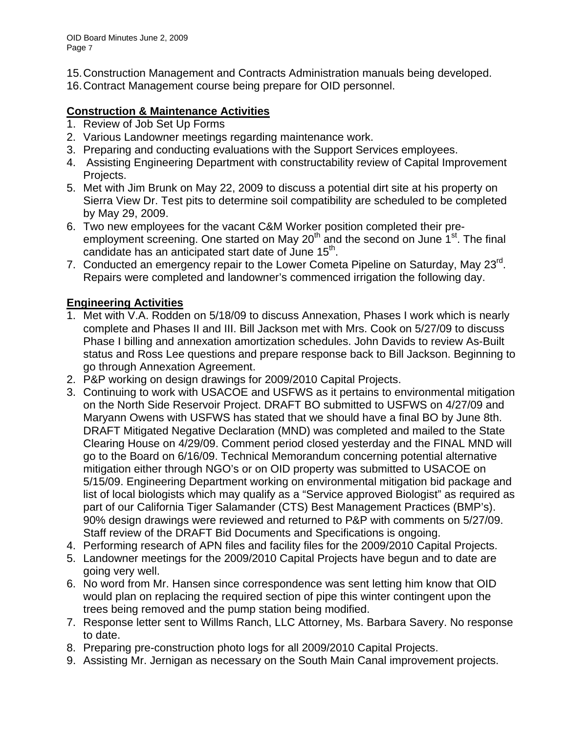15. Construction Management and Contracts Administration manuals being developed.
16. Contract Management course being prepare for OID personnel.

**Construction & Maintenance Activities**

1. Review of Job Set Up Forms
2. Various Landowner meetings regarding maintenance work.
3. Preparing and conducting evaluations with the Support Services employees.
4. Assisting Engineering Department with constructability review of Capital Improvement Projects.
5. Met with Jim Brunk on May 22, 2009 to discuss a potential dirt site at his property on Sierra View Dr. Test pits to determine soil compatibility are scheduled to be completed by May 29, 2009.
6. Two new employees for the vacant C&M Worker position completed their pre-employment screening. One started on May 20th and the second on June 1st. The final candidate has an anticipated start date of June 15th.
7. Conducted an emergency repair to the Lower Cometa Pipeline on Saturday, May 23rd. Repairs were completed and landowner's commenced irrigation the following day.

**Engineering Activities**

1. Met with V.A. Rodden on 5/18/09 to discuss Annexation, Phases I work which is nearly complete and Phases II and III. Bill Jackson met with Mrs. Cook on 5/27/09 to discuss Phase I billing and annexation amortization schedules. John Davids to review As-Built status and Ross Lee questions and prepare response back to Bill Jackson. Beginning to go through Annexation Agreement.
2. P&P working on design drawings for 2009/2010 Capital Projects.
3. Continuing to work with USACOE and USFWS as it pertains to environmental mitigation on the North Side Reservoir Project. DRAFT BO submitted to USFWS on 4/27/09 and Maryann Owens with USFWS has stated that we should have a final BO by June 8th. DRAFT Mitigated Negative Declaration (MND) was completed and mailed to the State Clearing House on 4/29/09. Comment period closed yesterday and the FINAL MND will go to the Board on 6/16/09. Technical Memorandum concerning potential alternative mitigation either through NGO's or on OID property was submitted to USACOE on 5/15/09. Engineering Department working on environmental mitigation bid package and list of local biologists which may qualify as a "Service approved Biologist" as required as part of our California Tiger Salamander (CTS) Best Management Practices (BMP's). 90% design drawings were reviewed and returned to P&P with comments on 5/27/09. Staff review of the DRAFT Bid Documents and Specifications is ongoing.
4. Performing research of APN files and facility files for the 2009/2010 Capital Projects.
5. Landowner meetings for the 2009/2010 Capital Projects have begun and to date are going very well.
6. No word from Mr. Hansen since correspondence was sent letting him know that OID would plan on replacing the required section of pipe this winter contingent upon the trees being removed and the pump station being modified.
7. Response letter sent to Willms Ranch, LLC Attorney, Ms. Barbara Savery. No response to date.
8. Preparing pre-construction photo logs for all 2009/2010 Capital Projects.
9. Assisting Mr. Jernigan as necessary on the South Main Canal improvement projects.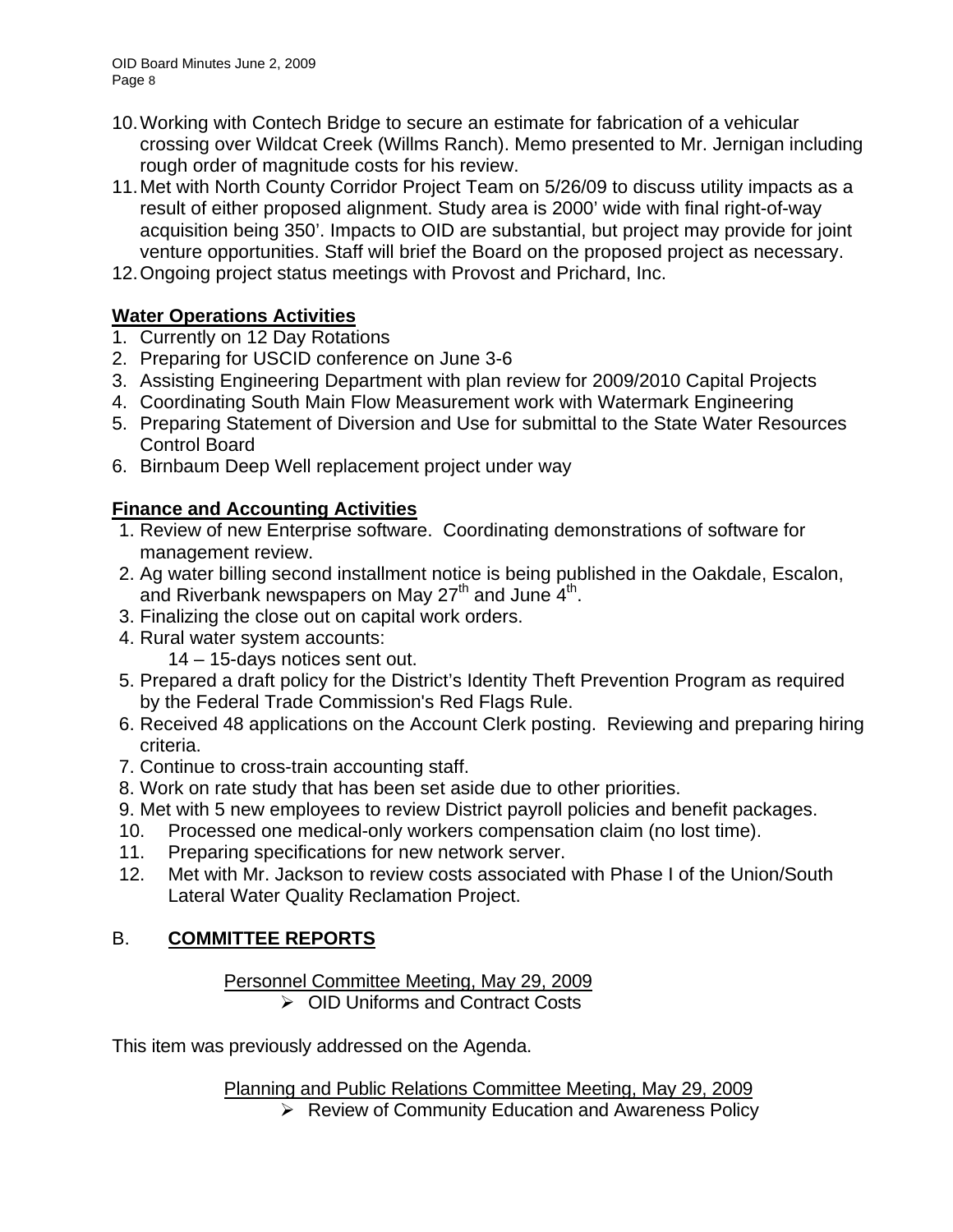10. Working with Contech Bridge to secure an estimate for fabrication of a vehicular crossing over Wildcat Creek (Willms Ranch). Memo presented to Mr. Jernigan including rough order of magnitude costs for his review.
11. Met with North County Corridor Project Team on 5/26/09 to discuss utility impacts as a result of either proposed alignment. Study area is 2000' wide with final right-of-way acquisition being 350'. Impacts to OID are substantial, but project may provide for joint venture opportunities. Staff will brief the Board on the proposed project as necessary.
12. Ongoing project status meetings with Provost and Prichard, Inc.

**Water Operations Activities**

1. Currently on 12 Day Rotations
2. Preparing for USCID conference on June 3-6
3. Assisting Engineering Department with plan review for 2009/2010 Capital Projects
4. Coordinating South Main Flow Measurement work with Watermark Engineering
5. Preparing Statement of Diversion and Use for submittal to the State Water Resources Control Board
6. Birnbaum Deep Well replacement project under way

**Finance and Accounting Activities**

1. Review of new Enterprise software. Coordinating demonstrations of software for management review.
2. Ag water billing second installment notice is being published in the Oakdale, Escalon, and Riverbank newspapers on May 27th and June 4th.
3. Finalizing the close out on capital work orders.
4. Rural water system accounts:
   14 – 15-days notices sent out.
5. Prepared a draft policy for the District's Identity Theft Prevention Program as required by the Federal Trade Commission's Red Flags Rule.
6. Received 48 applications on the Account Clerk posting. Reviewing and preparing hiring criteria.
7. Continue to cross-train accounting staff.
8. Work on rate study that has been set aside due to other priorities.
9. Met with 5 new employees to review District payroll policies and benefit packages.
10. Processed one medical-only workers compensation claim (no lost time).
11. Preparing specifications for new network server.
12. Met with Mr. Jackson to review costs associated with Phase I of the Union/South Lateral Water Quality Reclamation Project.

B. **COMMITTEE REPORTS**

Personnel Committee Meeting, May 29, 2009

- OID Uniforms and Contract Costs

This item was previously addressed on the Agenda.

Planning and Public Relations Committee Meeting, May 29, 2009

- Review of Community Education and Awareness Policy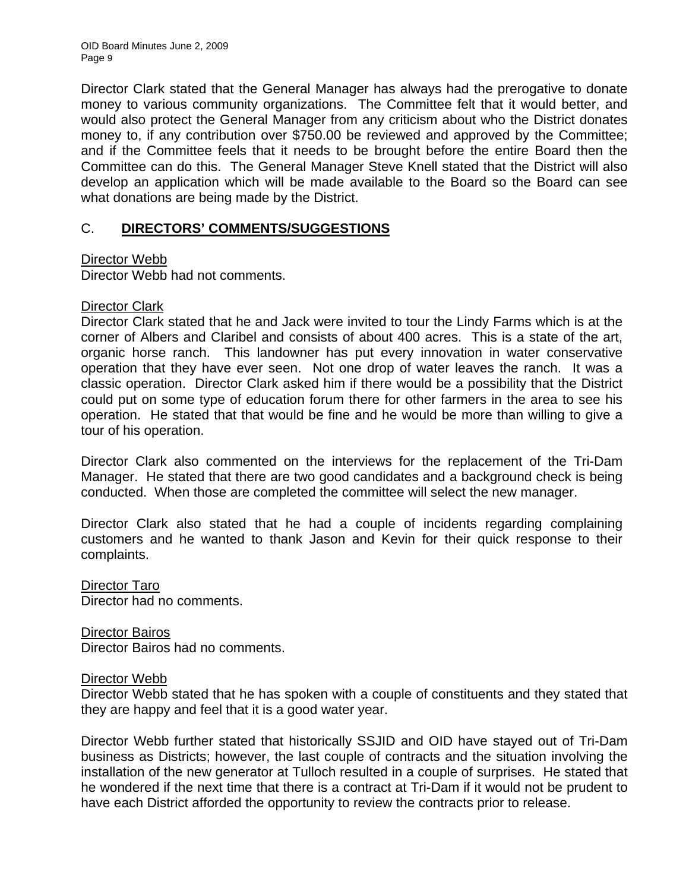Director Clark stated that the General Manager has always had the prerogative to donate money to various community organizations. The Committee felt that it would better, and would also protect the General Manager from any criticism about who the District donates money to, if any contribution over $750.00 be reviewed and approved by the Committee; and if the Committee feels that it needs to be brought before the entire Board then the Committee can do this. The General Manager Steve Knell stated that the District will also develop an application which will be made available to the Board so the Board can see what donations are being made by the District.

## C. **DIRECTORS' COMMENTS/SUGGESTIONS**

Director Webb
Director Webb had not comments.

Director Clark
Director Clark stated that he and Jack were invited to tour the Lindy Farms which is at the corner of Albers and Claribel and consists of about 400 acres. This is a state of the art, organic horse ranch. This landowner has put every innovation in water conservative operation that they have ever seen. Not one drop of water leaves the ranch. It was a classic operation. Director Clark asked him if there would be a possibility that the District could put on some type of education forum there for other farmers in the area to see his operation. He stated that that would be fine and he would be more than willing to give a tour of his operation.

Director Clark also commented on the interviews for the replacement of the Tri-Dam Manager. He stated that there are two good candidates and a background check is being conducted. When those are completed the committee will select the new manager.

Director Clark also stated that he had a couple of incidents regarding complaining customers and he wanted to thank Jason and Kevin for their quick response to their complaints.

Director Taro
Director had no comments.

Director Bairos
Director Bairos had no comments.

Director Webb
Director Webb stated that he has spoken with a couple of constituents and they stated that they are happy and feel that it is a good water year.

Director Webb further stated that historically SSJID and OID have stayed out of Tri-Dam business as Districts; however, the last couple of contracts and the situation involving the installation of the new generator at Tulloch resulted in a couple of surprises. He stated that he wondered if the next time that there is a contract at Tri-Dam if it would not be prudent to have each District afforded the opportunity to review the contracts prior to release.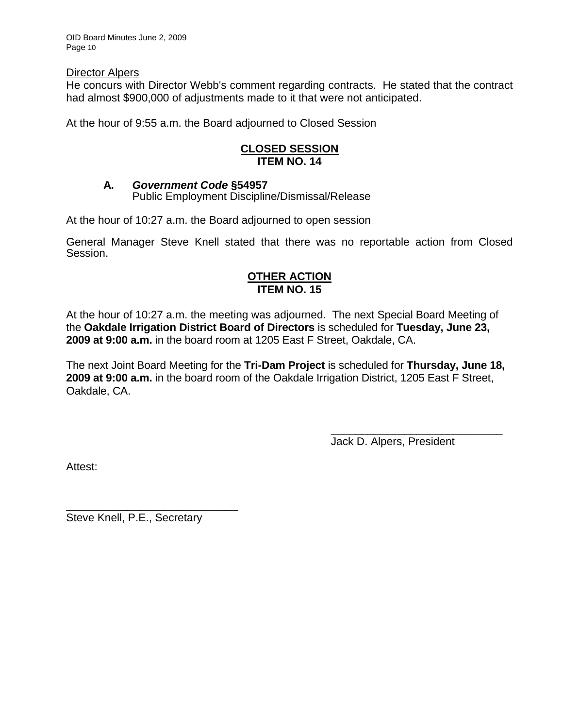Director Alpers
He concurs with Director Webb's comment regarding contracts. He stated that the contract had almost $900,000 of adjustments made to it that were not anticipated.

At the hour of 9:55 a.m. the Board adjourned to Closed Session

## CLOSED SESSION
## ITEM NO. 14

**A.** ***Government Code*** **§54957**
Public Employment Discipline/Dismissal/Release

At the hour of 10:27 a.m. the Board adjourned to open session

General Manager Steve Knell stated that there was no reportable action from Closed Session.

## OTHER ACTION
## ITEM NO. 15

At the hour of 10:27 a.m. the meeting was adjourned. The next Special Board Meeting of the **Oakdale Irrigation District Board of Directors** is scheduled for **Tuesday, June 23, 2009 at 9:00 a.m.** in the board room at 1205 East F Street, Oakdale, CA.

The next Joint Board Meeting for the **Tri-Dam Project** is scheduled for **Thursday, June 18, 2009 at 9:00 a.m.** in the board room of the Oakdale Irrigation District, 1205 East F Street, Oakdale, CA.

____________________________
Jack D. Alpers, President

Attest:

____________________________
Steve Knell, P.E., Secretary